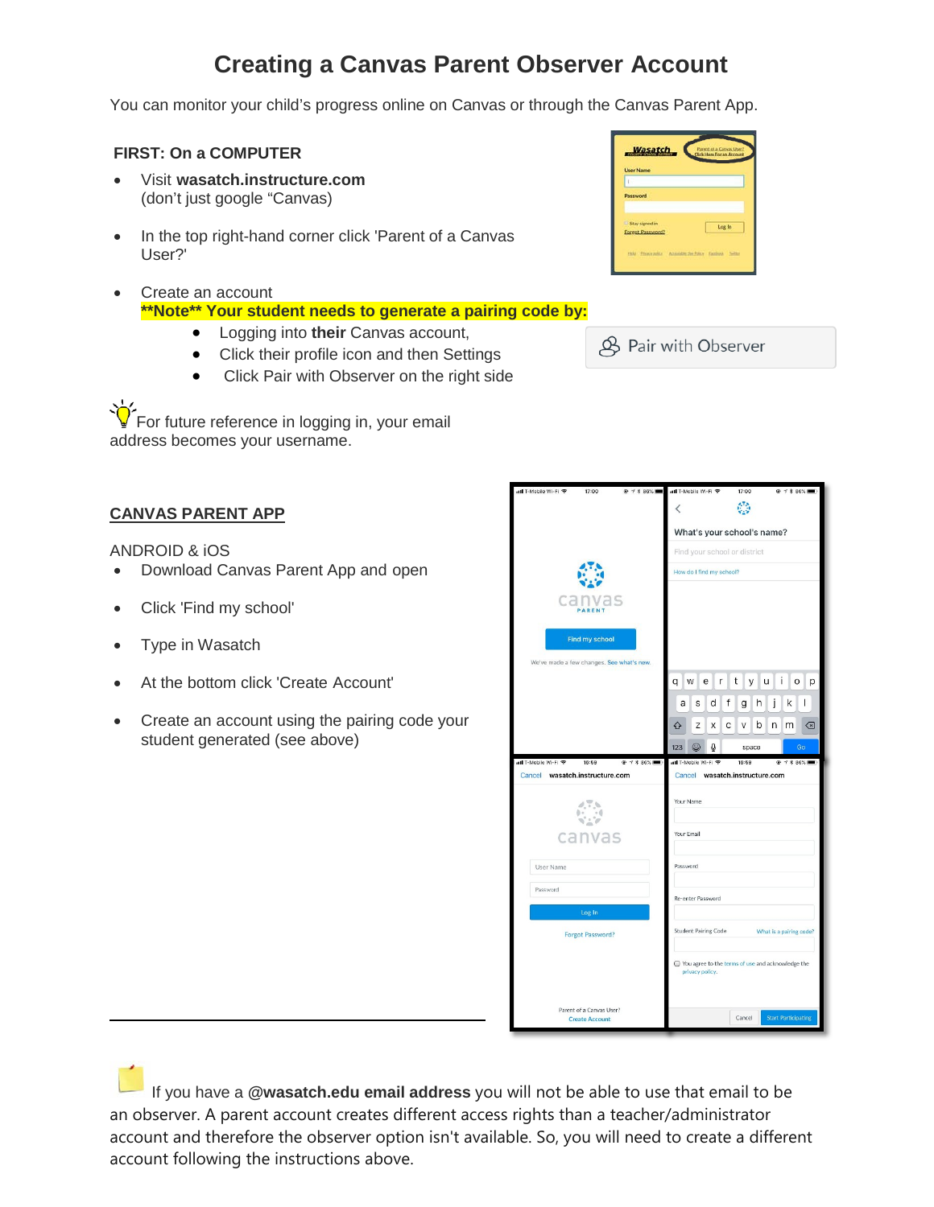# Creating a Canvas Parent Observer Account

You can monitor your child's progress online on Canvas or through the Canvas Parent App.

**FIRST: On a COMPUTER**

- Visit **wasatch.instructure.com** (don't just google "Canvas")
- In the top right-hand corner click 'Parent of a Canvas User?'
- Create an account
  **\*\*Note\*\* Your student needs to generate a pairing code by:**
    - Logging into **their** Canvas account,
    - Click their profile icon and then Settings
    - Click Pair with Observer on the right side

For future reference in logging in, your email address becomes your username.

## CANVAS PARENT APP

ANDROID & iOS

- Download Canvas Parent App and open
- Click 'Find my school'
- Type in Wasatch
- At the bottom click 'Create Account'
- Create an account using the pairing code your student generated (see above)

If you have a **@wasatch.edu email address** you will not be able to use that email to be an observer. A parent account creates different access rights than a teacher/administrator account and therefore the observer option isn't available. So, you will need to create a different account following the instructions above.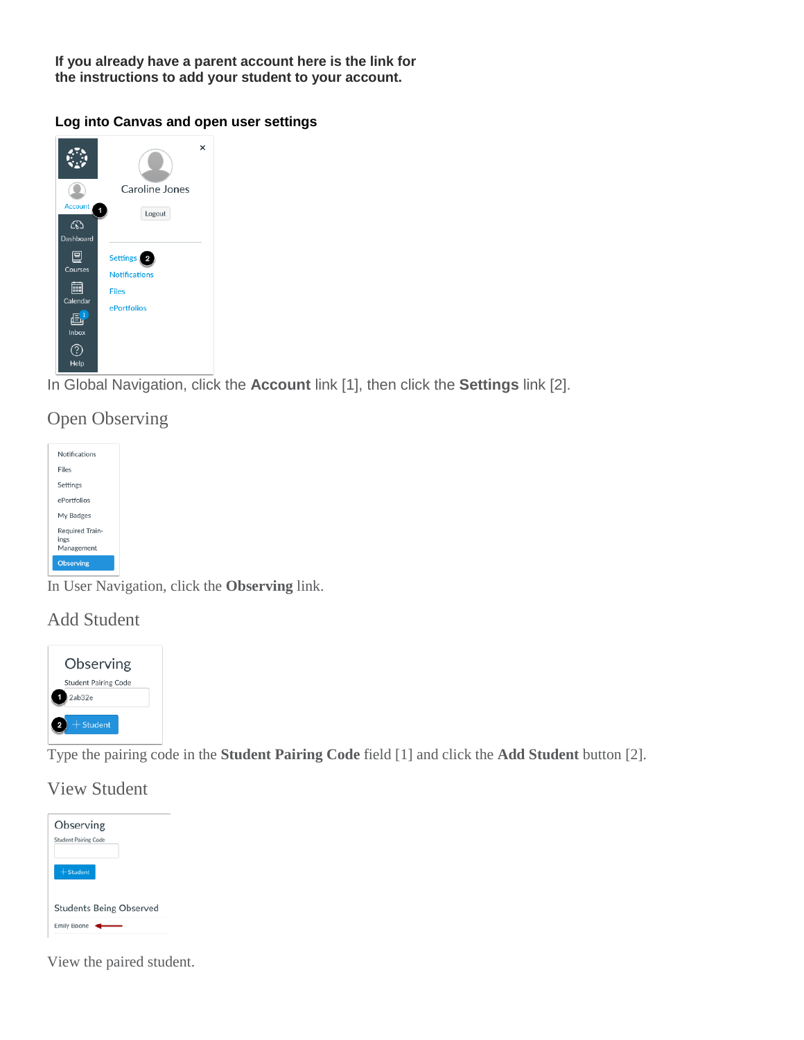**If you already have a parent account here is the link for the instructions to add your student to your account.**

### Log into Canvas and open user settings

In Global Navigation, click the **Account** link [1], then click the **Settings** link [2].

## Open Observing

In User Navigation, click the **Observing** link.

## Add Student

Type the pairing code in the **Student Pairing Code** field [1] and click the **Add Student** button [2].

## View Student

View the paired student.